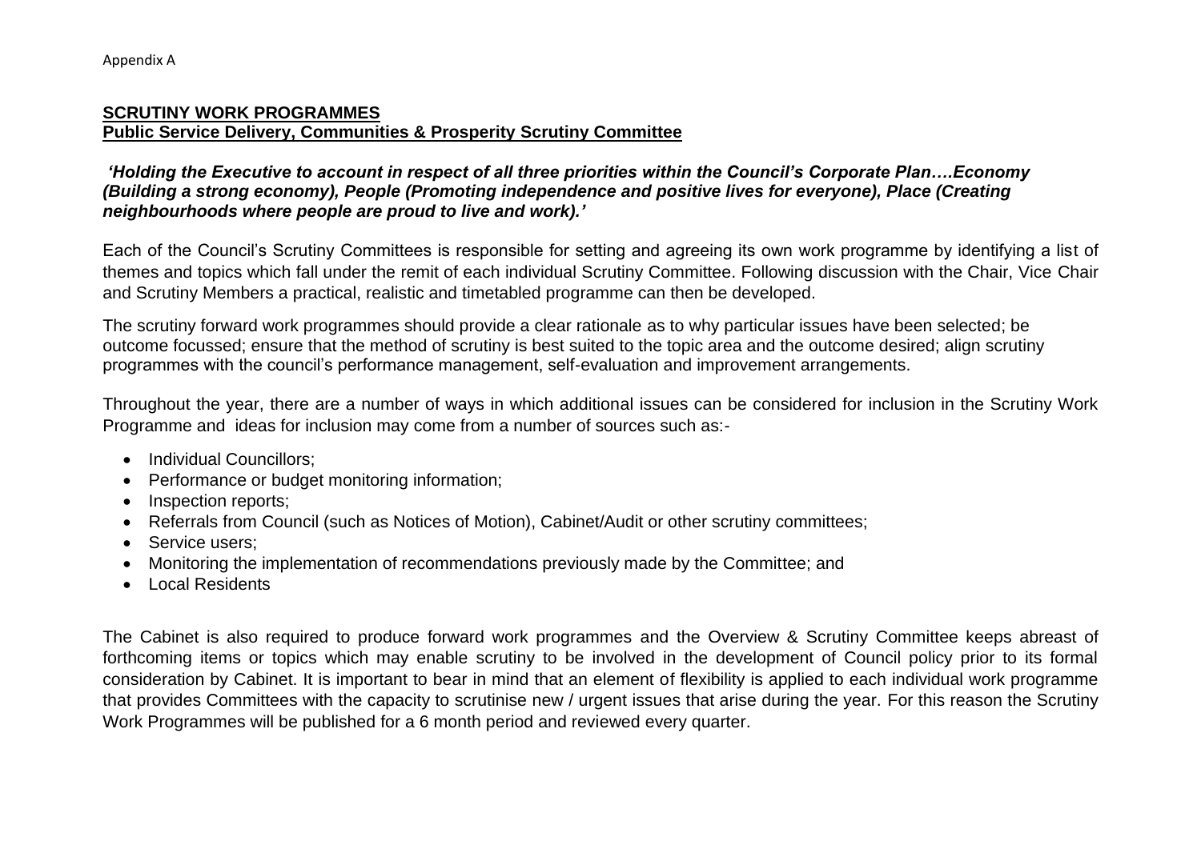Appendix A

**SCRUTINY WORK PROGRAMMES**
**Public Service Delivery, Communities & Prosperity Scrutiny Committee**

***'Holding the Executive to account in respect of all three priorities within the Council's Corporate Plan….Economy (Building a strong economy), People (Promoting independence and positive lives for everyone), Place (Creating neighbourhoods where people are proud to live and work).'***

Each of the Council's Scrutiny Committees is responsible for setting and agreeing its own work programme by identifying a list of themes and topics which fall under the remit of each individual Scrutiny Committee. Following discussion with the Chair, Vice Chair and Scrutiny Members a practical, realistic and timetabled programme can then be developed.

The scrutiny forward work programmes should provide a clear rationale as to why particular issues have been selected; be outcome focussed; ensure that the method of scrutiny is best suited to the topic area and the outcome desired; align scrutiny programmes with the council's performance management, self-evaluation and improvement arrangements.

Throughout the year, there are a number of ways in which additional issues can be considered for inclusion in the Scrutiny Work Programme and ideas for inclusion may come from a number of sources such as:-

- Individual Councillors;
- Performance or budget monitoring information;
- Inspection reports;
- Referrals from Council (such as Notices of Motion), Cabinet/Audit or other scrutiny committees;
- Service users;
- Monitoring the implementation of recommendations previously made by the Committee; and
- Local Residents

The Cabinet is also required to produce forward work programmes and the Overview & Scrutiny Committee keeps abreast of forthcoming items or topics which may enable scrutiny to be involved in the development of Council policy prior to its formal consideration by Cabinet. It is important to bear in mind that an element of flexibility is applied to each individual work programme that provides Committees with the capacity to scrutinise new / urgent issues that arise during the year. For this reason the Scrutiny Work Programmes will be published for a 6 month period and reviewed every quarter.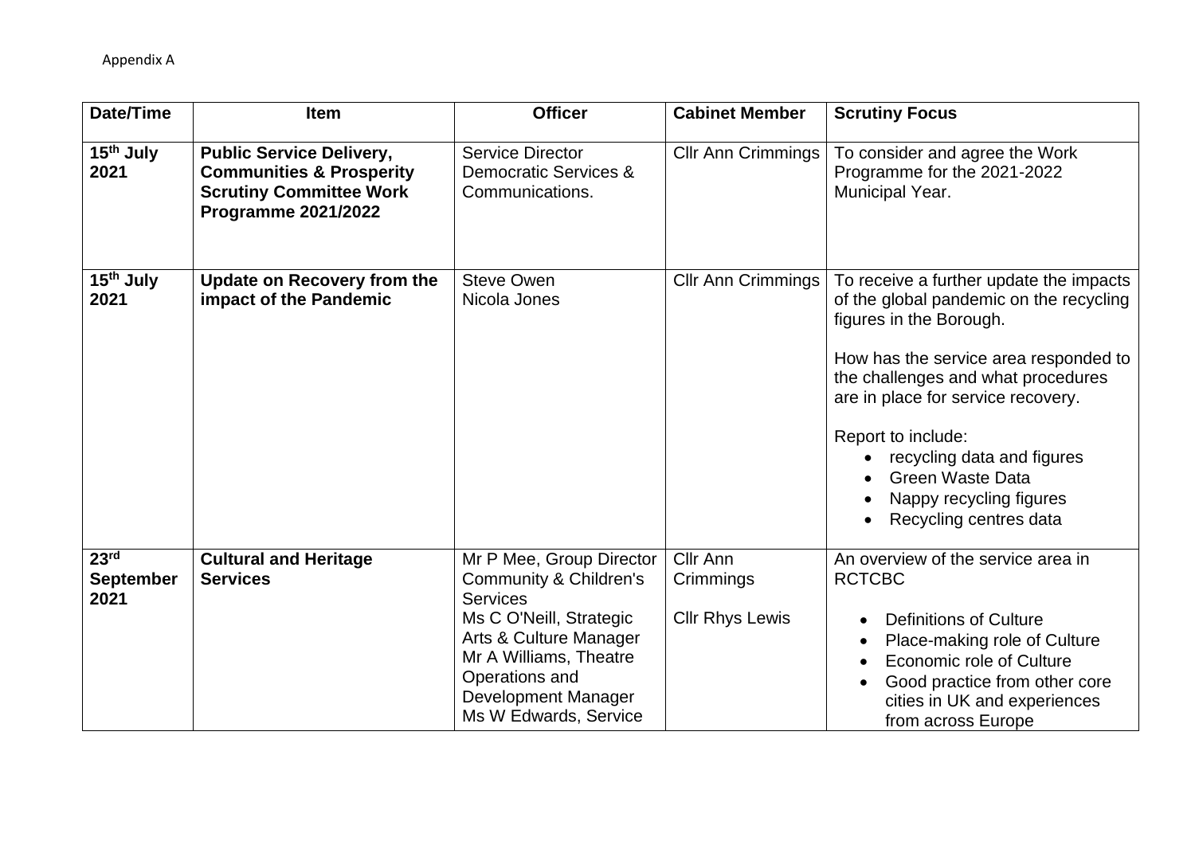Appendix A

| Date/Time | Item | Officer | Cabinet Member | Scrutiny Focus |
|---|---|---|---|---|
| **15th July 2021** | **Public Service Delivery, Communities & Prosperity Scrutiny Committee Work Programme 2021/2022** | Service Director Democratic Services & Communications. | Cllr Ann Crimmings | To consider and agree the Work Programme for the 2021-2022 Municipal Year. |
| **15th July 2021** | **Update on Recovery from the impact of the Pandemic** | Steve Owen<br>Nicola Jones | Cllr Ann Crimmings | To receive a further update the impacts of the global pandemic on the recycling figures in the Borough.<br><br>How has the service area responded to the challenges and what procedures are in place for service recovery.<br><br>Report to include:<br>• recycling data and figures<br>• Green Waste Data<br>• Nappy recycling figures<br>• Recycling centres data |
| **23rd September 2021** | **Cultural and Heritage Services** | Mr P Mee, Group Director Community & Children's Services<br>Ms C O'Neill, Strategic Arts & Culture Manager<br>Mr A Williams, Theatre Operations and Development Manager<br>Ms W Edwards, Service | Cllr Ann Crimmings<br><br>Cllr Rhys Lewis | An overview of the service area in RCTCBC<br><br>• Definitions of Culture<br>• Place-making role of Culture<br>• Economic role of Culture<br>• Good practice from other core cities in UK and experiences from across Europe |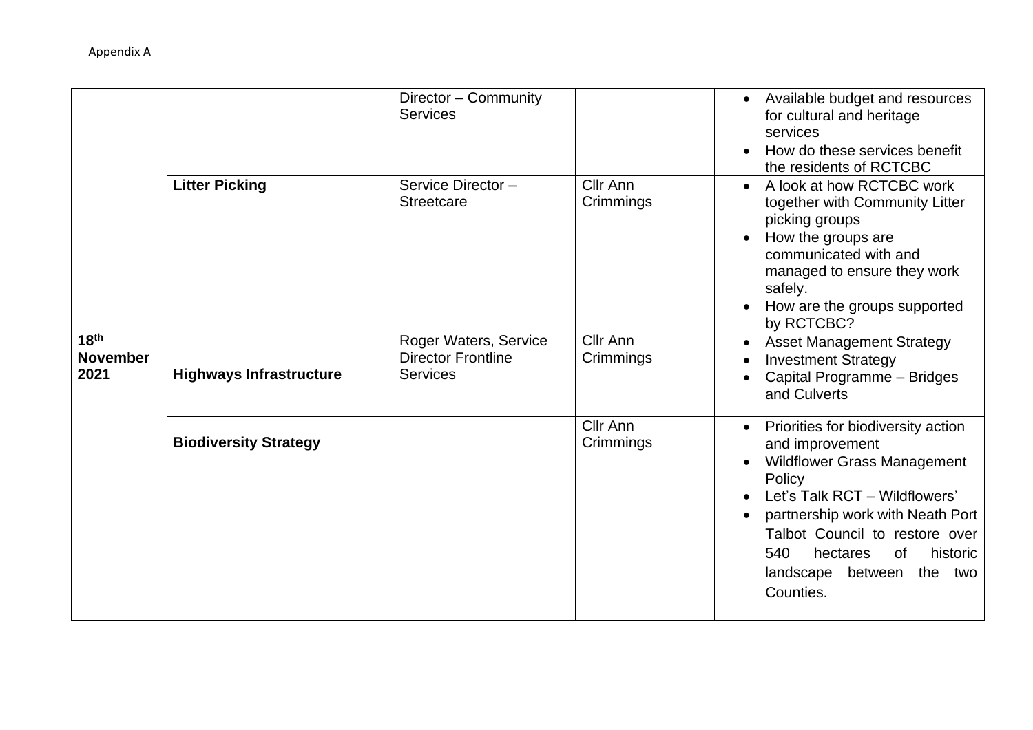Appendix A

| | | | | |
|---|---|---|---|---|
| | | Director – Community Services | | • Available budget and resources for cultural and heritage services<br>• How do these services benefit the residents of RCTCBC |
| | **Litter Picking** | Service Director – Streetcare | Cllr Ann Crimmings | • A look at how RCTCBC work together with Community Litter picking groups<br>• How the groups are communicated with and managed to ensure they work safely.<br>• How are the groups supported by RCTCBC? |
| **18th November 2021** | **Highways Infrastructure** | Roger Waters, Service Director Frontline Services | Cllr Ann Crimmings | • Asset Management Strategy<br>• Investment Strategy<br>• Capital Programme – Bridges and Culverts |
| | **Biodiversity Strategy** | | Cllr Ann Crimmings | • Priorities for biodiversity action and improvement<br>• Wildflower Grass Management Policy<br>• Let's Talk RCT – Wildflowers'<br>• partnership work with Neath Port Talbot Council to restore over 540 hectares of historic landscape between the two Counties. |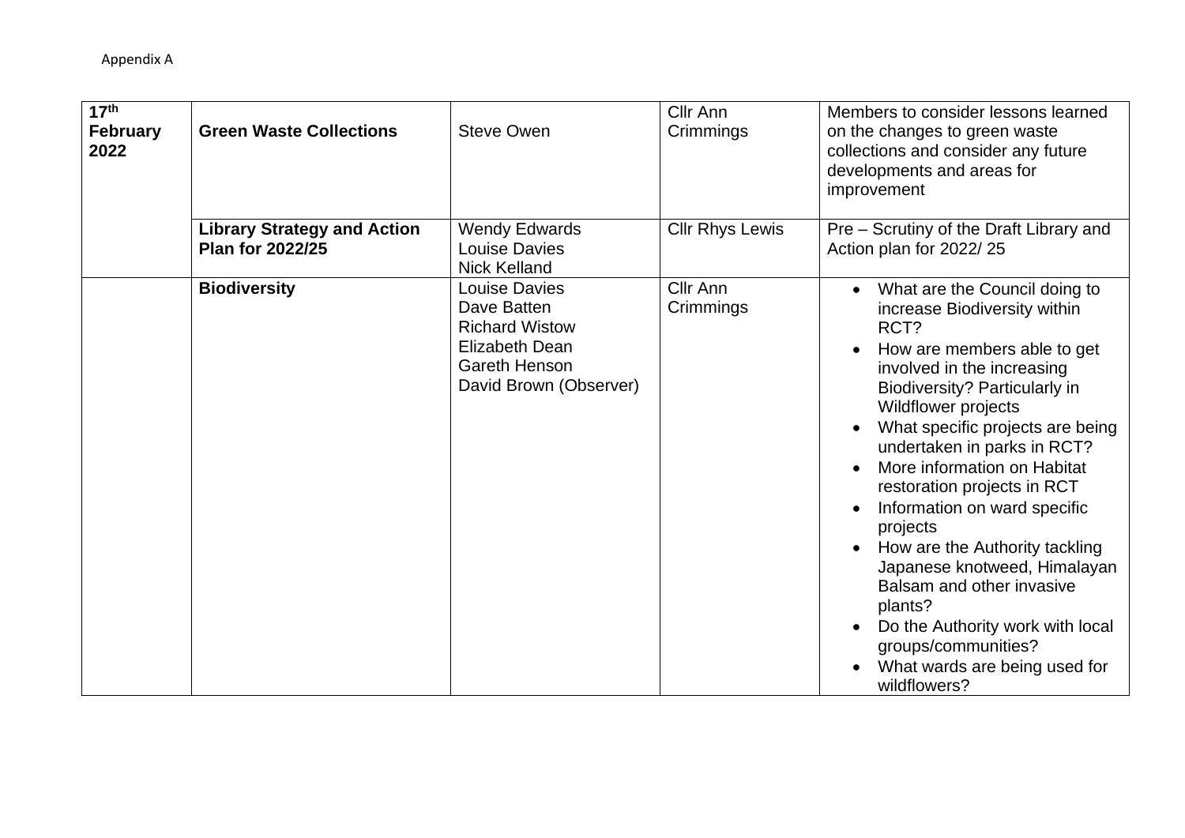Appendix A

| | | | | |
|---|---|---|---|---|
| **17th February 2022** | **Green Waste Collections** | Steve Owen | Cllr Ann Crimmings | Members to consider lessons learned on the changes to green waste collections and consider any future developments and areas for improvement |
| | **Library Strategy and Action Plan for 2022/25** | Wendy Edwards<br>Louise Davies<br>Nick Kelland | Cllr Rhys Lewis | Pre – Scrutiny of the Draft Library and Action plan for 2022/ 25 |
| | **Biodiversity** | Louise Davies<br>Dave Batten<br>Richard Wistow<br>Elizabeth Dean<br>Gareth Henson<br>David Brown (Observer) | Cllr Ann Crimmings | • What are the Council doing to increase Biodiversity within RCT?<br>• How are members able to get involved in the increasing Biodiversity? Particularly in Wildflower projects<br>• What specific projects are being undertaken in parks in RCT?<br>• More information on Habitat restoration projects in RCT<br>• Information on ward specific projects<br>• How are the Authority tackling Japanese knotweed, Himalayan Balsam and other invasive plants?<br>• Do the Authority work with local groups/communities?<br>• What wards are being used for wildflowers? |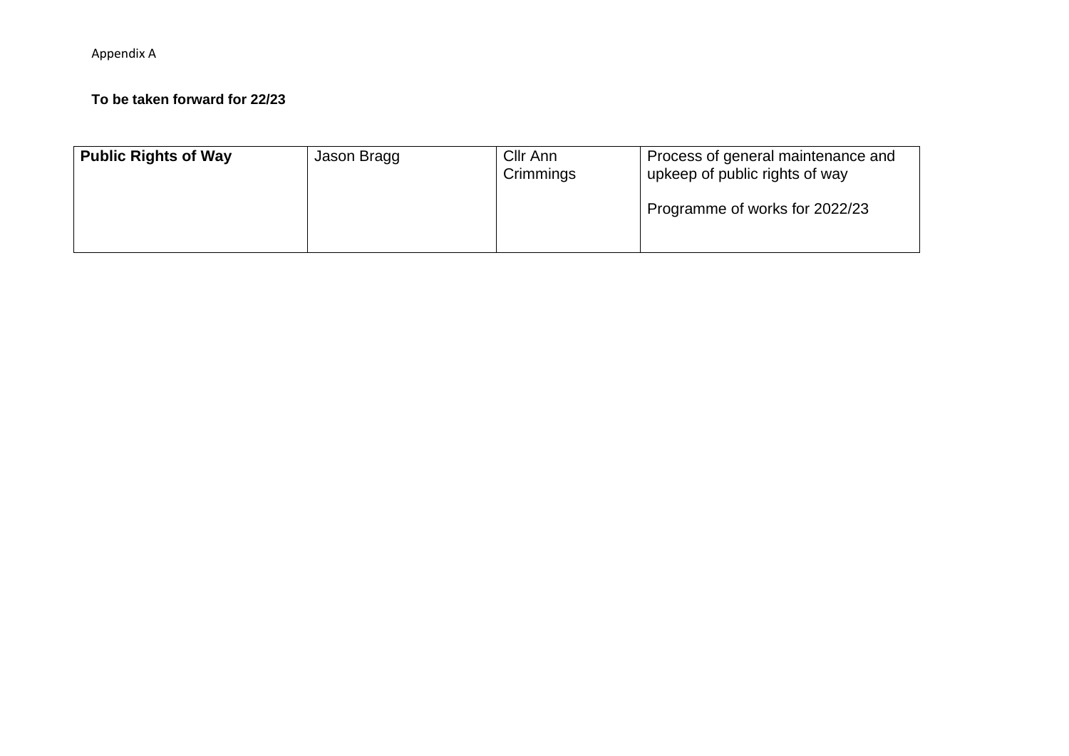Appendix A

**To be taken forward for 22/23**

| | | | |
|---|---|---|---|
| **Public Rights of Way** | Jason Bragg | Cllr Ann Crimmings | Process of general maintenance and upkeep of public rights of way<br><br>Programme of works for 2022/23 |